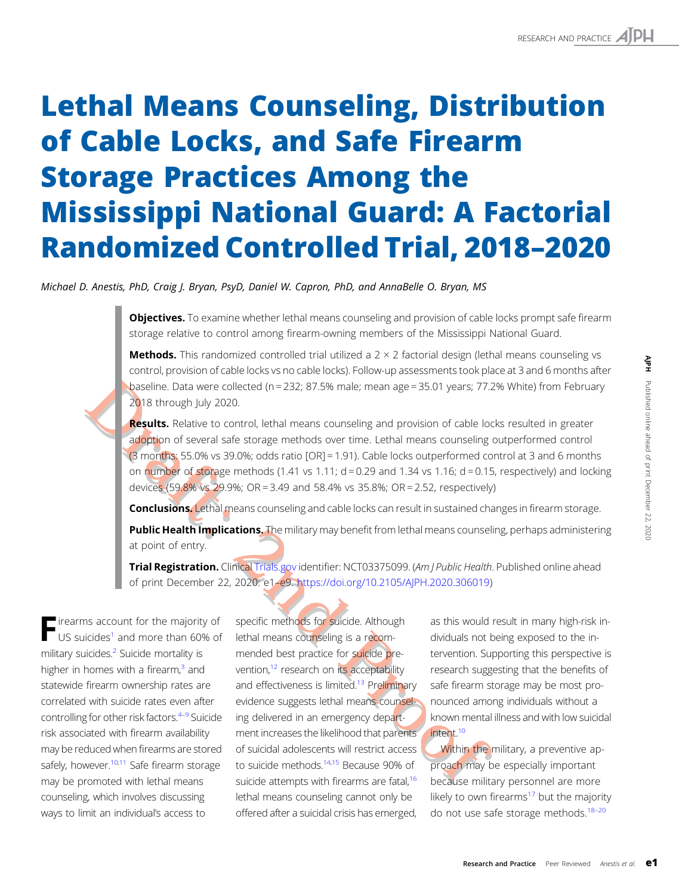# Lethal Means Counseling, Distribution of Cable Locks, and Safe Firearm Storage Practices Among the Mississippi National Guard: A Factorial Randomized Controlled Trial, 2018–2020

*Michael D. Anestis, PhD, Craig J. Bryan, PsyD, Daniel W. Capron, PhD, and AnnaBelle O. Bryan, MS*

**Objectives.** To examine whether lethal means counseling and provision of cable locks prompt safe firearm storage relative to control among firearm-owning members of the Mississippi National Guard.

**Methods.** This randomized controlled trial utilized a 2 × 2 factorial design (lethal means counseling vs control, provision of cable locks vs no cable locks). Follow-up assessments took place at 3 and 6 months after baseline. Data were collected (n = 232; 87.5% male; mean age = 35.01 years; 77.2% White) from February 2018 through July 2020.

**Results.** Relative to control, lethal means counseling and provision of cable locks resulted in greater adoption of several safe storage methods over time. Lethal means counseling outperformed control (3 months: 55.0% vs 39.0%; odds ratio [OR] = 1.91). Cable locks outperformed control at 3 and 6 months on number of storage methods (1.41 vs 1.11; d = 0.29 and 1.34 vs 1.16; d = 0.15, respectively) and locking devices (59.8% vs 29.9%; OR = 3.49 and 58.4% vs 35.8%; OR = 2.52, respectively)

**Conclusions.** Lethal means counseling and cable locks can result in sustained changes in firearm storage.

**Public Health Implications.** The military may benefit from lethal means counseling, perhaps administering at point of entry.

**Trial Registration.** ClinicalTrials.gov identifier: NCT03375099. (*Am J Public Health*. Published online ahead of print December 22, 2020: e1–e9. https://doi.org/10.2105/AJPH.2020.306019)

Firearms account for the majority of US suicides[1] and more than 60% of military suicides.[2] Suicide mortality is higher in homes with a firearm,[3] and statewide firearm ownership rates are correlated with suicide rates even after controlling for other risk factors.[4–9] Suicide risk associated with firearm availability may be reduced when firearms are stored safely, however.[10,11] Safe firearm storage may be promoted with lethal means counseling, which involves discussing ways to limit an individual's access to specific methods for suicide. Although lethal means counseling is a recommended best practice for suicide prevention,[12] research on its acceptability and effectiveness is limited.[13] Preliminary evidence suggests lethal means counseling delivered in an emergency department increases the likelihood that parents of suicidal adolescents will restrict access to suicide methods.[14,15] Because 90% of suicide attempts with firearms are fatal,[16] lethal means counseling cannot only be offered after a suicidal crisis has emerged, as this would result in many high-risk individuals not being exposed to the intervention. Supporting this perspective is research suggesting that the benefits of safe firearm storage may be most pronounced among individuals without a known mental illness and with low suicidal intent.[10]

Within the military, a preventive approach may be especially important because military personnel are more likely to own firearms[17] but the majority do not use safe storage methods.[18–20]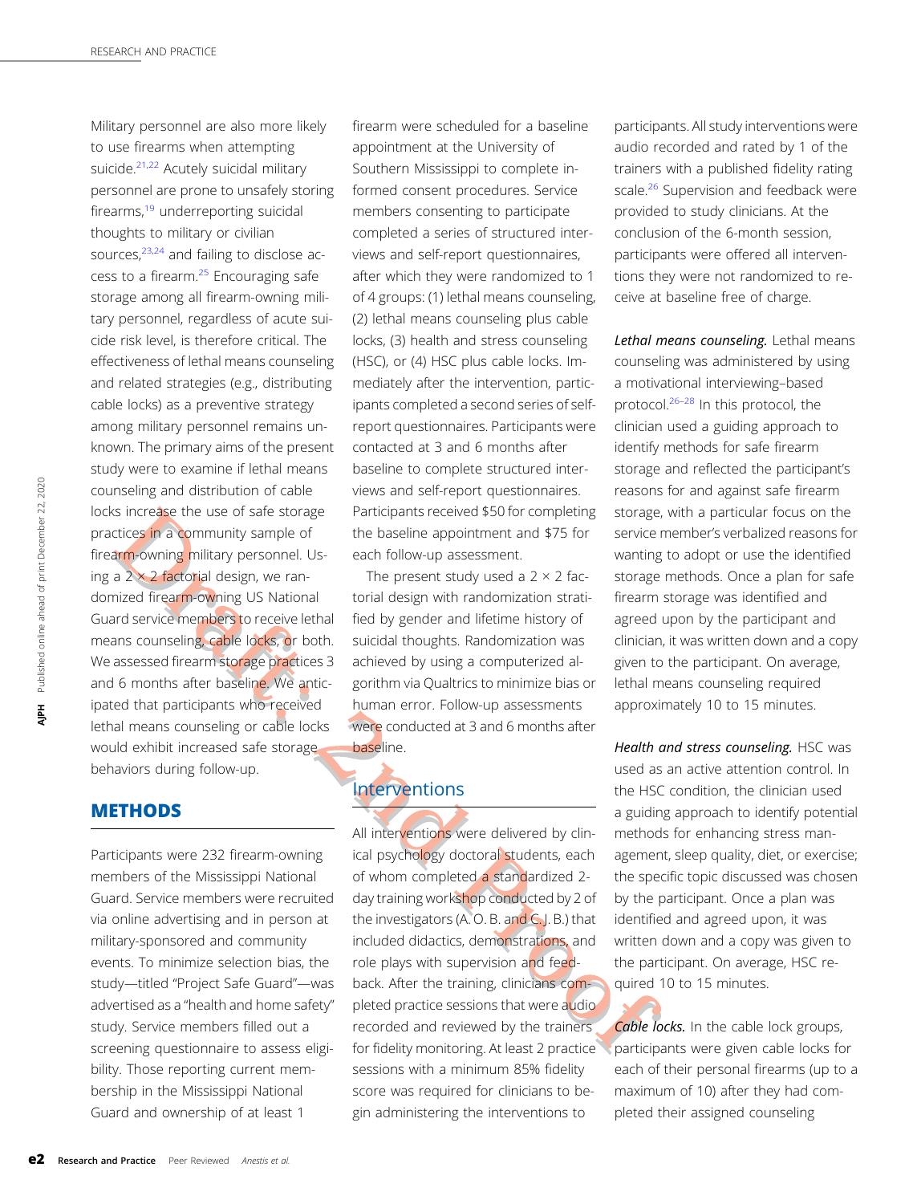Military personnel are also more likely to use firearms when attempting suicide.[21,22] Acutely suicidal military personnel are prone to unsafely storing firearms,[19] underreporting suicidal thoughts to military or civilian sources,[23,24] and failing to disclose access to a firearm.[25] Encouraging safe storage among all firearm-owning military personnel, regardless of acute suicide risk level, is therefore critical. The effectiveness of lethal means counseling and related strategies (e.g., distributing cable locks) as a preventive strategy among military personnel remains unknown. The primary aims of the present study were to examine if lethal means counseling and distribution of cable locks increase the use of safe storage practices in a community sample of firearm-owning military personnel. Using a 2 × 2 factorial design, we randomized firearm-owning US National Guard service members to receive lethal means counseling, cable locks, or both. We assessed firearm storage practices 3 and 6 months after baseline. We anticipated that participants who received lethal means counseling or cable locks would exhibit increased safe storage behaviors during follow-up.

## METHODS

Participants were 232 firearm-owning members of the Mississippi National Guard. Service members were recruited via online advertising and in person at military-sponsored and community events. To minimize selection bias, the study—titled "Project Safe Guard"—was advertised as a "health and home safety" study. Service members filled out a screening questionnaire to assess eligibility. Those reporting current membership in the Mississippi National Guard and ownership of at least 1 firearm were scheduled for a baseline appointment at the University of Southern Mississippi to complete informed consent procedures. Service members consenting to participate completed a series of structured interviews and self-report questionnaires, after which they were randomized to 1 of 4 groups: (1) lethal means counseling, (2) lethal means counseling plus cable locks, (3) health and stress counseling (HSC), or (4) HSC plus cable locks. Immediately after the intervention, participants completed a second series of self-report questionnaires. Participants were contacted at 3 and 6 months after baseline to complete structured interviews and self-report questionnaires. Participants received $50 for completing the baseline appointment and $75 for each follow-up assessment.

The present study used a 2 × 2 factorial design with randomization stratified by gender and lifetime history of suicidal thoughts. Randomization was achieved by using a computerized algorithm via Qualtrics to minimize bias or human error. Follow-up assessments were conducted at 3 and 6 months after baseline.

### Interventions

All interventions were delivered by clinical psychology doctoral students, each of whom completed a standardized 2-day training workshop conducted by 2 of the investigators (A. O. B. and C. J. B.) that included didactics, demonstrations, and role plays with supervision and feedback. After the training, clinicians completed practice sessions that were audio recorded and reviewed by the trainers for fidelity monitoring. At least 2 practice sessions with a minimum 85% fidelity score was required for clinicians to begin administering the interventions to participants. All study interventions were audio recorded and rated by 1 of the trainers with a published fidelity rating scale.[26] Supervision and feedback were provided to study clinicians. At the conclusion of the 6-month session, participants were offered all interventions they were not randomized to receive at baseline free of charge.

***Lethal means counseling.*** Lethal means counseling was administered by using a motivational interviewing–based protocol.[26–28] In this protocol, the clinician used a guiding approach to identify methods for safe firearm storage and reflected the participant's reasons for and against safe firearm storage, with a particular focus on the service member's verbalized reasons for wanting to adopt or use the identified storage methods. Once a plan for safe firearm storage was identified and agreed upon by the participant and clinician, it was written down and a copy given to the participant. On average, lethal means counseling required approximately 10 to 15 minutes.

***Health and stress counseling.*** HSC was used as an active attention control. In the HSC condition, the clinician used a guiding approach to identify potential methods for enhancing stress management, sleep quality, diet, or exercise; the specific topic discussed was chosen by the participant. Once a plan was identified and agreed upon, it was written down and a copy was given to the participant. On average, HSC required 10 to 15 minutes.

***Cable locks.*** In the cable lock groups, participants were given cable locks for each of their personal firearms (up to a maximum of 10) after they had completed their assigned counseling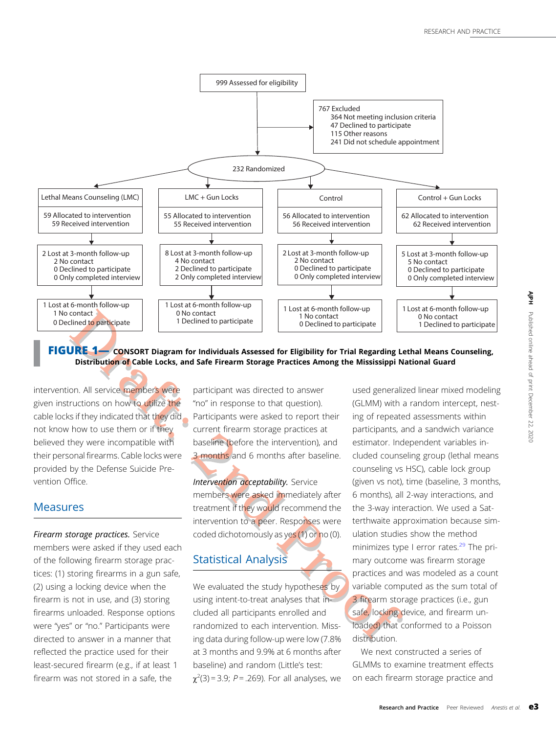999 Assessed for eligibility

767 Excluded
- 364 Not meeting inclusion criteria
- 47 Declined to participate
- 115 Other reasons
- 241 Did not schedule appointment

232 Randomized

| Lethal Means Counseling (LMC) | LMC + Gun Locks | Control | Control + Gun Locks |
|---|---|---|---|
| 59 Allocated to intervention; 59 Received intervention | 55 Allocated to intervention; 55 Received intervention | 56 Allocated to intervention; 56 Received intervention | 62 Allocated to intervention; 62 Received intervention |
| 2 Lost at 3-month follow-up; 2 No contact; 0 Declined to participate; 0 Only completed interview | 8 Lost at 3-month follow-up; 4 No contact; 2 Declined to participate; 2 Only completed interview | 2 Lost at 3-month follow-up; 2 No contact; 0 Declined to participate; 0 Only completed interview | 5 Lost at 3-month follow-up; 5 No contact; 0 Declined to participate; 0 Only completed interview |
| 1 Lost at 6-month follow-up; 1 No contact; 0 Declined to participate | 1 Lost at 6-month follow-up; 0 No contact; 1 Declined to participate | 1 Lost at 6-month follow-up; 1 No contact; 0 Declined to participate | 1 Lost at 6-month follow-up; 0 No contact; 1 Declined to participate |

**FIGURE 1— CONSORT Diagram for Individuals Assessed for Eligibility for Trial Regarding Lethal Means Counseling, Distribution of Cable Locks, and Safe Firearm Storage Practices Among the Mississippi National Guard**

intervention. All service members were given instructions on how to utilize the cable locks if they indicated that they did not know how to use them or if they believed they were incompatible with their personal firearms. Cable locks were provided by the Defense Suicide Prevention Office.

## Measures

*Firearm storage practices.* Service members were asked if they used each of the following firearm storage practices: (1) storing firearms in a gun safe, (2) using a locking device when the firearm is not in use, and (3) storing firearms unloaded. Response options were "yes" or "no." Participants were directed to answer in a manner that reflected the practice used for their least-secured firearm (e.g., if at least 1 firearm was not stored in a safe, the participant was directed to answer "no" in response to that question). Participants were asked to report their current firearm storage practices at baseline (before the intervention), and 3 months and 6 months after baseline.

*Intervention acceptability.* Service members were asked immediately after treatment if they would recommend the intervention to a peer. Responses were coded dichotomously as yes (1) or no (0).

## Statistical Analysis

We evaluated the study hypotheses by using intent-to-treat analyses that included all participants enrolled and randomized to each intervention. Missing data during follow-up were low (7.8% at 3 months and 9.9% at 6 months after baseline) and random (Little's test: $\chi^2(3) = 3.9$; $P = .269$). For all analyses, we used generalized linear mixed modeling (GLMM) with a random intercept, nesting of repeated assessments within participants, and a sandwich variance estimator. Independent variables included counseling group (lethal means counseling vs HSC), cable lock group (given vs not), time (baseline, 3 months, 6 months), all 2-way interactions, and the 3-way interaction. We used a Satterthwaite approximation because simulation studies show the method minimizes type I error rates.[29] The primary outcome was firearm storage practices and was modeled as a count variable computed as the sum total of 3 firearm storage practices (i.e., gun safe, locking device, and firearm unloaded) that conformed to a Poisson distribution.

We next constructed a series of GLMMs to examine treatment effects on each firearm storage practice and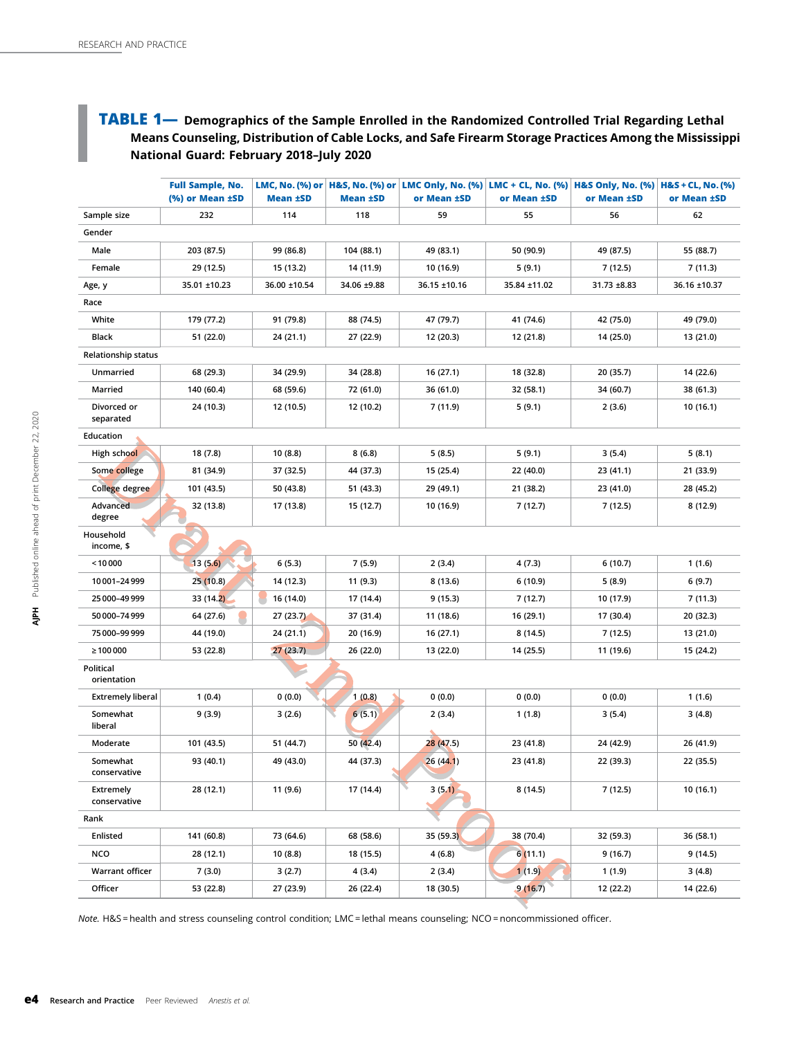**TABLE 1—** Demographics of the Sample Enrolled in the Randomized Controlled Trial Regarding Lethal Means Counseling, Distribution of Cable Locks, and Safe Firearm Storage Practices Among the Mississippi National Guard: February 2018–July 2020

| | Full Sample, No. (%) or Mean ±SD | LMC, No. (%) or Mean ±SD | H&S, No. (%) or Mean ±SD | LMC Only, No. (%) or Mean ±SD | LMC + CL, No. (%) or Mean ±SD | H&S Only, No. (%) or Mean ±SD | H&S + CL, No. (%) or Mean ±SD |
|---|---|---|---|---|---|---|---|
| Sample size | 232 | 114 | 118 | 59 | 55 | 56 | 62 |
| Gender | | | | | | | |
| Male | 203 (87.5) | 99 (86.8) | 104 (88.1) | 49 (83.1) | 50 (90.9) | 49 (87.5) | 55 (88.7) |
| Female | 29 (12.5) | 15 (13.2) | 14 (11.9) | 10 (16.9) | 5 (9.1) | 7 (12.5) | 7 (11.3) |
| Age, y | 35.01 ±10.23 | 36.00 ±10.54 | 34.06 ±9.88 | 36.15 ±10.16 | 35.84 ±11.02 | 31.73 ±8.83 | 36.16 ±10.37 |
| Race | | | | | | | |
| White | 179 (77.2) | 91 (79.8) | 88 (74.5) | 47 (79.7) | 41 (74.6) | 42 (75.0) | 49 (79.0) |
| Black | 51 (22.0) | 24 (21.1) | 27 (22.9) | 12 (20.3) | 12 (21.8) | 14 (25.0) | 13 (21.0) |
| Relationship status | | | | | | | |
| Unmarried | 68 (29.3) | 34 (29.9) | 34 (28.8) | 16 (27.1) | 18 (32.8) | 20 (35.7) | 14 (22.6) |
| Married | 140 (60.4) | 68 (59.6) | 72 (61.0) | 36 (61.0) | 32 (58.1) | 34 (60.7) | 38 (61.3) |
| Divorced or separated | 24 (10.3) | 12 (10.5) | 12 (10.2) | 7 (11.9) | 5 (9.1) | 2 (3.6) | 10 (16.1) |
| Education | | | | | | | |
| High school | 18 (7.8) | 10 (8.8) | 8 (6.8) | 5 (8.5) | 5 (9.1) | 3 (5.4) | 5 (8.1) |
| Some college | 81 (34.9) | 37 (32.5) | 44 (37.3) | 15 (25.4) | 22 (40.0) | 23 (41.1) | 21 (33.9) |
| College degree | 101 (43.5) | 50 (43.8) | 51 (43.3) | 29 (49.1) | 21 (38.2) | 23 (41.0) | 28 (45.2) |
| Advanced degree | 32 (13.8) | 17 (13.8) | 15 (12.7) | 10 (16.9) | 7 (12.7) | 7 (12.5) | 8 (12.9) |
| Household income, $ | | | | | | | |
| < 10 000 | 13 (5.6) | 6 (5.3) | 7 (5.9) | 2 (3.4) | 4 (7.3) | 6 (10.7) | 1 (1.6) |
| 10 001–24 999 | 25 (10.8) | 14 (12.3) | 11 (9.3) | 8 (13.6) | 6 (10.9) | 5 (8.9) | 6 (9.7) |
| 25 000–49 999 | 33 (14.2) | 16 (14.0) | 17 (14.4) | 9 (15.3) | 7 (12.7) | 10 (17.9) | 7 (11.3) |
| 50 000–74 999 | 64 (27.6) | 27 (23.7) | 37 (31.4) | 11 (18.6) | 16 (29.1) | 17 (30.4) | 20 (32.3) |
| 75 000–99 999 | 44 (19.0) | 24 (21.1) | 20 (16.9) | 16 (27.1) | 8 (14.5) | 7 (12.5) | 13 (21.0) |
| ≥ 100 000 | 53 (22.8) | 27 (23.7) | 26 (22.0) | 13 (22.0) | 14 (25.5) | 11 (19.6) | 15 (24.2) |
| Political orientation | | | | | | | |
| Extremely liberal | 1 (0.4) | 0 (0.0) | 1 (0.8) | 0 (0.0) | 0 (0.0) | 0 (0.0) | 1 (1.6) |
| Somewhat liberal | 9 (3.9) | 3 (2.6) | 6 (5.1) | 2 (3.4) | 1 (1.8) | 3 (5.4) | 3 (4.8) |
| Moderate | 101 (43.5) | 51 (44.7) | 50 (42.4) | 28 (47.5) | 23 (41.8) | 24 (42.9) | 26 (41.9) |
| Somewhat conservative | 93 (40.1) | 49 (43.0) | 44 (37.3) | 26 (44.1) | 23 (41.8) | 22 (39.3) | 22 (35.5) |
| Extremely conservative | 28 (12.1) | 11 (9.6) | 17 (14.4) | 3 (5.1) | 8 (14.5) | 7 (12.5) | 10 (16.1) |
| Rank | | | | | | | |
| Enlisted | 141 (60.8) | 73 (64.6) | 68 (58.6) | 35 (59.3) | 38 (70.4) | 32 (59.3) | 36 (58.1) |
| NCO | 28 (12.1) | 10 (8.8) | 18 (15.5) | 4 (6.8) | 6 (11.1) | 9 (16.7) | 9 (14.5) |
| Warrant officer | 7 (3.0) | 3 (2.7) | 4 (3.4) | 2 (3.4) | 1 (1.9) | 1 (1.9) | 3 (4.8) |
| Officer | 53 (22.8) | 27 (23.9) | 26 (22.4) | 18 (30.5) | 9 (16.7) | 12 (22.2) | 14 (22.6) |

*Note.* H&S = health and stress counseling control condition; LMC = lethal means counseling; NCO = noncommissioned officer.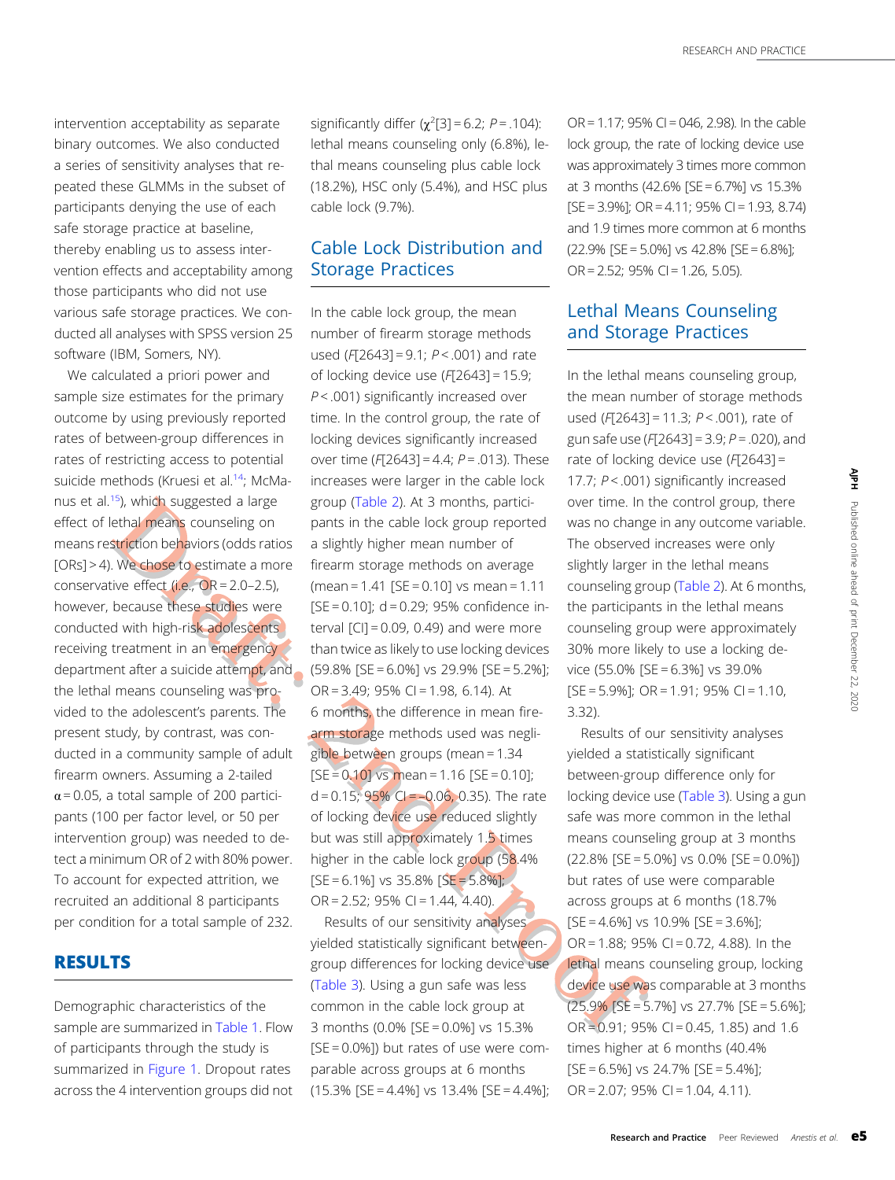intervention acceptability as separate binary outcomes. We also conducted a series of sensitivity analyses that repeated these GLMMs in the subset of participants denying the use of each safe storage practice at baseline, thereby enabling us to assess intervention effects and acceptability among those participants who did not use various safe storage practices. We conducted all analyses with SPSS version 25 software (IBM, Somers, NY).

We calculated a priori power and sample size estimates for the primary outcome by using previously reported rates of between-group differences in rates of restricting access to potential suicide methods (Kruesi et al.[14]; McManus et al.[15]), which suggested a large effect of lethal means counseling on means restriction behaviors (odds ratios [ORs] > 4). We chose to estimate a more conservative effect (i.e., OR = 2.0–2.5), however, because these studies were conducted with high-risk adolescents receiving treatment in an emergency department after a suicide attempt, and the lethal means counseling was provided to the adolescent's parents. The present study, by contrast, was conducted in a community sample of adult firearm owners. Assuming a 2-tailed $\alpha = 0.05$, a total sample of 200 participants (100 per factor level, or 50 per intervention group) was needed to detect a minimum OR of 2 with 80% power. To account for expected attrition, we recruited an additional 8 participants per condition for a total sample of 232.

## RESULTS

Demographic characteristics of the sample are summarized in Table 1. Flow of participants through the study is summarized in Figure 1. Dropout rates across the 4 intervention groups did not significantly differ ($\chi^2[3] = 6.2$; $P = .104$): lethal means counseling only (6.8%), lethal means counseling plus cable lock (18.2%), HSC only (5.4%), and HSC plus cable lock (9.7%).

## Cable Lock Distribution and Storage Practices

In the cable lock group, the mean number of firearm storage methods used ($F[2643] = 9.1$; $P < .001$) and rate of locking device use ($F[2643] = 15.9$; $P < .001$) significantly increased over time. In the control group, the rate of locking devices significantly increased over time ($F[2643] = 4.4$; $P = .013$). These increases were larger in the cable lock group (Table 2). At 3 months, participants in the cable lock group reported a slightly higher mean number of firearm storage methods on average (mean = 1.41 [SE = 0.10] vs mean = 1.11 [SE = 0.10]; d = 0.29; 95% confidence interval [CI] = 0.09, 0.49) and were more than twice as likely to use locking devices (59.8% [SE = 6.0%] vs 29.9% [SE = 5.2%]; OR = 3.49; 95% CI = 1.98, 6.14). At 6 months, the difference in mean firearm storage methods used was negligible between groups (mean = 1.34 [SE = 0.10] vs mean = 1.16 [SE = 0.10]; d = 0.15; 95% CI = −0.06, 0.35). The rate of locking device use reduced slightly but was still approximately 1.5 times higher in the cable lock group (58.4% [SE = 6.1%] vs 35.8% [SE = 5.8%]; OR = 2.52; 95% CI = 1.44, 4.40).

Results of our sensitivity analyses yielded statistically significant between-group differences for locking device use (Table 3). Using a gun safe was less common in the cable lock group at 3 months (0.0% [SE = 0.0%] vs 15.3% [SE = 0.0%]) but rates of use were comparable across groups at 6 months (15.3% [SE = 4.4%] vs 13.4% [SE = 4.4%]; OR = 1.17; 95% CI = 046, 2.98). In the cable lock group, the rate of locking device use was approximately 3 times more common at 3 months (42.6% [SE = 6.7%] vs 15.3% [SE = 3.9%]; OR = 4.11; 95% CI = 1.93, 8.74) and 1.9 times more common at 6 months (22.9% [SE = 5.0%] vs 42.8% [SE = 6.8%]; OR = 2.52; 95% CI = 1.26, 5.05).

## Lethal Means Counseling and Storage Practices

In the lethal means counseling group, the mean number of storage methods used ($F[2643] = 11.3$; $P < .001$), rate of gun safe use ($F[2643] = 3.9$; $P = .020$), and rate of locking device use ($F[2643] = 17.7$; $P < .001$) significantly increased over time. In the control group, there was no change in any outcome variable. The observed increases were only slightly larger in the lethal means counseling group (Table 2). At 6 months, the participants in the lethal means counseling group were approximately 30% more likely to use a locking device (55.0% [SE = 6.3%] vs 39.0% [SE = 5.9%]; OR = 1.91; 95% CI = 1.10, 3.32).

Results of our sensitivity analyses yielded a statistically significant between-group difference only for locking device use (Table 3). Using a gun safe was more common in the lethal means counseling group at 3 months (22.8% [SE = 5.0%] vs 0.0% [SE = 0.0%]) but rates of use were comparable across groups at 6 months (18.7% [SE = 4.6%] vs 10.9% [SE = 3.6%]; OR = 1.88; 95% CI = 0.72, 4.88). In the lethal means counseling group, locking device use was comparable at 3 months (25.9% [SE = 5.7%] vs 27.7% [SE = 5.6%]; OR = 0.91; 95% CI = 0.45, 1.85) and 1.6 times higher at 6 months (40.4% [SE = 6.5%] vs 24.7% [SE = 5.4%]; OR = 2.07; 95% CI = 1.04, 4.11).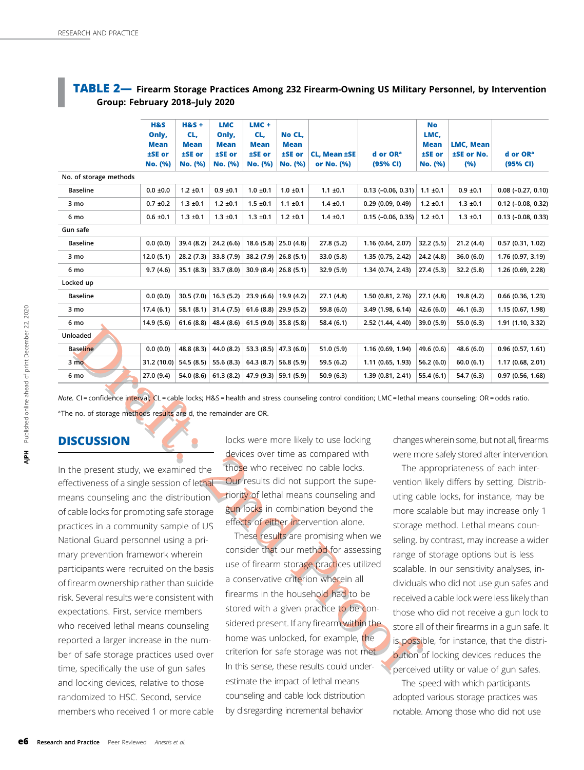## TABLE 2— Firearm Storage Practices Among 232 Firearm-Owning US Military Personnel, by Intervention Group: February 2018–July 2020

| | H&S Only, Mean ±SE or No. (%) | H&S + CL, Mean ±SE or No. (%) | LMC Only, Mean ±SE or No. (%) | LMC + CL, Mean ±SE or No. (%) | No CL, Mean ±SE or No. (%) | CL, Mean ±SE or No. (%) | d or OR[a] (95% CI) | No LMC, Mean ±SE or No. (%) | LMC, Mean ±SE or No. (%) | d or OR[a] (95% CI) |
|---|---|---|---|---|---|---|---|---|---|---|
| No. of storage methods | | | | | | | | | | |
| Baseline | 0.0 ±0.0 | 1.2 ±0.1 | 0.9 ±0.1 | 1.0 ±0.1 | 1.0 ±0.1 | 1.1 ±0.1 | 0.13 (−0.06, 0.31) | 1.1 ±0.1 | 0.9 ±0.1 | 0.08 (−0.27, 0.10) |
| 3 mo | 0.7 ±0.2 | 1.3 ±0.1 | 1.2 ±0.1 | 1.5 ±0.1 | 1.1 ±0.1 | 1.4 ±0.1 | 0.29 (0.09, 0.49) | 1.2 ±0.1 | 1.3 ±0.1 | 0.12 (−0.08, 0.32) |
| 6 mo | 0.6 ±0.1 | 1.3 ±0.1 | 1.3 ±0.1 | 1.3 ±0.1 | 1.2 ±0.1 | 1.4 ±0.1 | 0.15 (−0.06, 0.35) | 1.2 ±0.1 | 1.3 ±0.1 | 0.13 (−0.08, 0.33) |
| Gun safe | | | | | | | | | | |
| Baseline | 0.0 (0.0) | 39.4 (8.2) | 24.2 (6.6) | 18.6 (5.8) | 25.0 (4.8) | 27.8 (5.2) | 1.16 (0.64, 2.07) | 32.2 (5.5) | 21.2 (4.4) | 0.57 (0.31, 1.02) |
| 3 mo | 12.0 (5.1) | 28.2 (7.3) | 33.8 (7.9) | 38.2 (7.9) | 26.8 (5.1) | 33.0 (5.8) | 1.35 (0.75, 2.42) | 24.2 (4.8) | 36.0 (6.0) | 1.76 (0.97, 3.19) |
| 6 mo | 9.7 (4.6) | 35.1 (8.3) | 33.7 (8.0) | 30.9 (8.4) | 26.8 (5.1) | 32.9 (5.9) | 1.34 (0.74, 2.43) | 27.4 (5.3) | 32.2 (5.8) | 1.26 (0.69, 2.28) |
| Locked up | | | | | | | | | | |
| Baseline | 0.0 (0.0) | 30.5 (7.0) | 16.3 (5.2) | 23.9 (6.6) | 19.9 (4.2) | 27.1 (4.8) | 1.50 (0.81, 2.76) | 27.1 (4.8) | 19.8 (4.2) | 0.66 (0.36, 1.23) |
| 3 mo | 17.4 (6.1) | 58.1 (8.1) | 31.4 (7.5) | 61.6 (8.8) | 29.9 (5.2) | 59.8 (6.0) | 3.49 (1.98, 6.14) | 42.6 (6.0) | 46.1 (6.3) | 1.15 (0.67, 1.98) |
| 6 mo | 14.9 (5.6) | 61.6 (8.8) | 48.4 (8.6) | 61.5 (9.0) | 35.8 (5.8) | 58.4 (6.1) | 2.52 (1.44, 4.40) | 39.0 (5.9) | 55.0 (6.3) | 1.91 (1.10, 3.32) |
| Unloaded | | | | | | | | | | |
| Baseline | 0.0 (0.0) | 48.8 (8.3) | 44.0 (8.2) | 53.3 (8.5) | 47.3 (6.0) | 51.0 (5.9) | 1.16 (0.69, 1.94) | 49.6 (0.6) | 48.6 (6.0) | 0.96 (0.57, 1.61) |
| 3 mo | 31.2 (10.0) | 54.5 (8.5) | 55.6 (8.3) | 64.3 (8.7) | 56.8 (5.9) | 59.5 (6.2) | 1.11 (0.65, 1.93) | 56.2 (6.0) | 60.0 (6.1) | 1.17 (0.68, 2.01) |
| 6 mo | 27.0 (9.4) | 54.0 (8.6) | 61.3 (8.2) | 47.9 (9.3) | 59.1 (5.9) | 50.9 (6.3) | 1.39 (0.81, 2.41) | 55.4 (6.1) | 54.7 (6.3) | 0.97 (0.56, 1.68) |

*Note.* CI = confidence interval; CL = cable locks; H&S = health and stress counseling control condition; LMC = lethal means counseling; OR = odds ratio.

[a]The no. of storage methods results are d, the remainder are OR.

## DISCUSSION

In the present study, we examined the effectiveness of a single session of lethal means counseling and the distribution of cable locks for prompting safe storage practices in a community sample of US National Guard personnel using a primary prevention framework wherein participants were recruited on the basis of firearm ownership rather than suicide risk. Several results were consistent with expectations. First, service members who received lethal means counseling reported a larger increase in the number of safe storage practices used over time, specifically the use of gun safes and locking devices, relative to those randomized to HSC. Second, service members who received 1 or more cable locks were more likely to use locking devices over time as compared with those who received no cable locks. Our results did not support the superiority of lethal means counseling and gun locks in combination beyond the effects of either intervention alone.

These results are promising when we consider that our method for assessing use of firearm storage practices utilized a conservative criterion wherein all firearms in the household had to be stored with a given practice to be considered present. If any firearm within the home was unlocked, for example, the criterion for safe storage was not met. In this sense, these results could underestimate the impact of lethal means counseling and cable lock distribution by disregarding incremental behavior changes wherein some, but not all, firearms were more safely stored after intervention.

The appropriateness of each intervention likely differs by setting. Distributing cable locks, for instance, may be more scalable but may increase only 1 storage method. Lethal means counseling, by contrast, may increase a wider range of storage options but is less scalable. In our sensitivity analyses, individuals who did not use gun safes and received a cable lock were less likely than those who did not receive a gun lock to store all of their firearms in a gun safe. It is possible, for instance, that the distribution of locking devices reduces the perceived utility or value of gun safes.

The speed with which participants adopted various storage practices was notable. Among those who did not use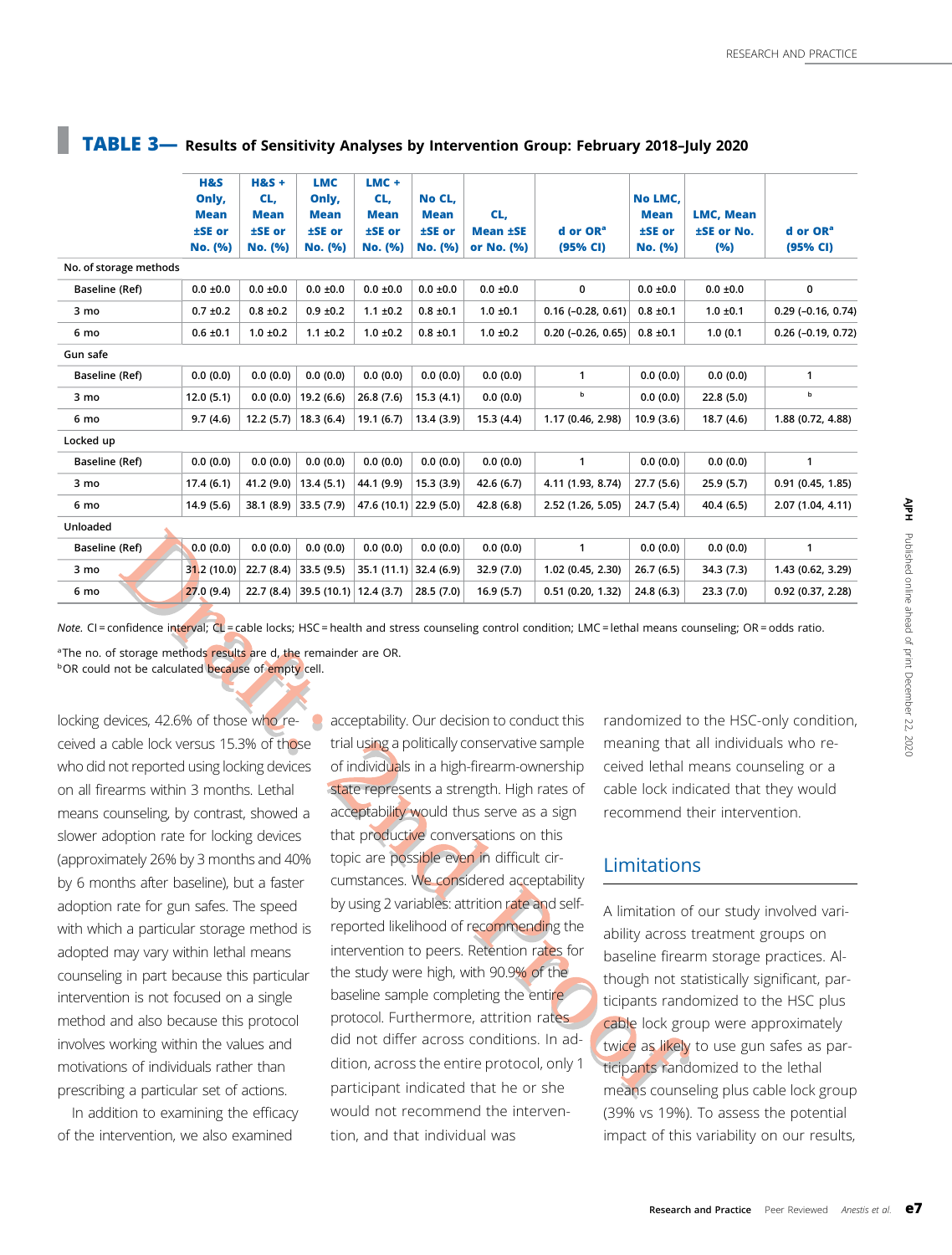## TABLE 3— Results of Sensitivity Analyses by Intervention Group: February 2018–July 2020

| | H&S Only, Mean ±SE or No. (%) | H&S + CL, Mean ±SE or No. (%) | LMC Only, Mean ±SE or No. (%) | LMC + CL, Mean ±SE or No. (%) | No CL, Mean ±SE or No. (%) | CL, Mean ±SE or No. (%) | d or OR[a] (95% CI) | No LMC, Mean ±SE or No. (%) | LMC, Mean ±SE or No. (%) | d or OR[a] (95% CI) |
|---|---|---|---|---|---|---|---|---|---|---|
| No. of storage methods | | | | | | | | | | |
| Baseline (Ref) | 0.0 ±0.0 | 0.0 ±0.0 | 0.0 ±0.0 | 0.0 ±0.0 | 0.0 ±0.0 | 0.0 ±0.0 | 0 | 0.0 ±0.0 | 0.0 ±0.0 | 0 |
| 3 mo | 0.7 ±0.2 | 0.8 ±0.2 | 0.9 ±0.2 | 1.1 ±0.2 | 0.8 ±0.1 | 1.0 ±0.1 | 0.16 (−0.28, 0.61) | 0.8 ±0.1 | 1.0 ±0.1 | 0.29 (−0.16, 0.74) |
| 6 mo | 0.6 ±0.1 | 1.0 ±0.2 | 1.1 ±0.2 | 1.0 ±0.2 | 0.8 ±0.1 | 1.0 ±0.2 | 0.20 (−0.26, 0.65) | 0.8 ±0.1 | 1.0 (0.1 | 0.26 (−0.19, 0.72) |
| Gun safe | | | | | | | | | | |
| Baseline (Ref) | 0.0 (0.0) | 0.0 (0.0) | 0.0 (0.0) | 0.0 (0.0) | 0.0 (0.0) | 0.0 (0.0) | 1 | 0.0 (0.0) | 0.0 (0.0) | 1 |
| 3 mo | 12.0 (5.1) | 0.0 (0.0) | 19.2 (6.6) | 26.8 (7.6) | 15.3 (4.1) | 0.0 (0.0) | [b] | 0.0 (0.0) | 22.8 (5.0) | [b] |
| 6 mo | 9.7 (4.6) | 12.2 (5.7) | 18.3 (6.4) | 19.1 (6.7) | 13.4 (3.9) | 15.3 (4.4) | 1.17 (0.46, 2.98) | 10.9 (3.6) | 18.7 (4.6) | 1.88 (0.72, 4.88) |
| Locked up | | | | | | | | | | |
| Baseline (Ref) | 0.0 (0.0) | 0.0 (0.0) | 0.0 (0.0) | 0.0 (0.0) | 0.0 (0.0) | 0.0 (0.0) | 1 | 0.0 (0.0) | 0.0 (0.0) | 1 |
| 3 mo | 17.4 (6.1) | 41.2 (9.0) | 13.4 (5.1) | 44.1 (9.9) | 15.3 (3.9) | 42.6 (6.7) | 4.11 (1.93, 8.74) | 27.7 (5.6) | 25.9 (5.7) | 0.91 (0.45, 1.85) |
| 6 mo | 14.9 (5.6) | 38.1 (8.9) | 33.5 (7.9) | 47.6 (10.1) | 22.9 (5.0) | 42.8 (6.8) | 2.52 (1.26, 5.05) | 24.7 (5.4) | 40.4 (6.5) | 2.07 (1.04, 4.11) |
| Unloaded | | | | | | | | | | |
| Baseline (Ref) | 0.0 (0.0) | 0.0 (0.0) | 0.0 (0.0) | 0.0 (0.0) | 0.0 (0.0) | 0.0 (0.0) | 1 | 0.0 (0.0) | 0.0 (0.0) | 1 |
| 3 mo | 31.2 (10.0) | 22.7 (8.4) | 33.5 (9.5) | 35.1 (11.1) | 32.4 (6.9) | 32.9 (7.0) | 1.02 (0.45, 2.30) | 26.7 (6.5) | 34.3 (7.3) | 1.43 (0.62, 3.29) |
| 6 mo | 27.0 (9.4) | 22.7 (8.4) | 39.5 (10.1) | 12.4 (3.7) | 28.5 (7.0) | 16.9 (5.7) | 0.51 (0.20, 1.32) | 24.8 (6.3) | 23.3 (7.0) | 0.92 (0.37, 2.28) |

*Note.* CI = confidence interval; CL = cable locks; HSC = health and stress counseling control condition; LMC = lethal means counseling; OR = odds ratio.

[a]The no. of storage methods results are d, the remainder are OR.
[b]OR could not be calculated because of empty cell.

locking devices, 42.6% of those who received a cable lock versus 15.3% of those who did not reported using locking devices on all firearms within 3 months. Lethal means counseling, by contrast, showed a slower adoption rate for locking devices (approximately 26% by 3 months and 40% by 6 months after baseline), but a faster adoption rate for gun safes. The speed with which a particular storage method is adopted may vary within lethal means counseling in part because this particular intervention is not focused on a single method and also because this protocol involves working within the values and motivations of individuals rather than prescribing a particular set of actions.

In addition to examining the efficacy of the intervention, we also examined acceptability. Our decision to conduct this trial using a politically conservative sample of individuals in a high-firearm-ownership state represents a strength. High rates of acceptability would thus serve as a sign that productive conversations on this topic are possible even in difficult circumstances. We considered acceptability by using 2 variables: attrition rate and self-reported likelihood of recommending the intervention to peers. Retention rates for the study were high, with 90.9% of the baseline sample completing the entire protocol. Furthermore, attrition rates did not differ across conditions. In addition, across the entire protocol, only 1 participant indicated that he or she would not recommend the intervention, and that individual was randomized to the HSC-only condition, meaning that all individuals who received lethal means counseling or a cable lock indicated that they would recommend their intervention.

## Limitations

A limitation of our study involved variability across treatment groups on baseline firearm storage practices. Although not statistically significant, participants randomized to the HSC plus cable lock group were approximately twice as likely to use gun safes as participants randomized to the lethal means counseling plus cable lock group (39% vs 19%). To assess the potential impact of this variability on our results,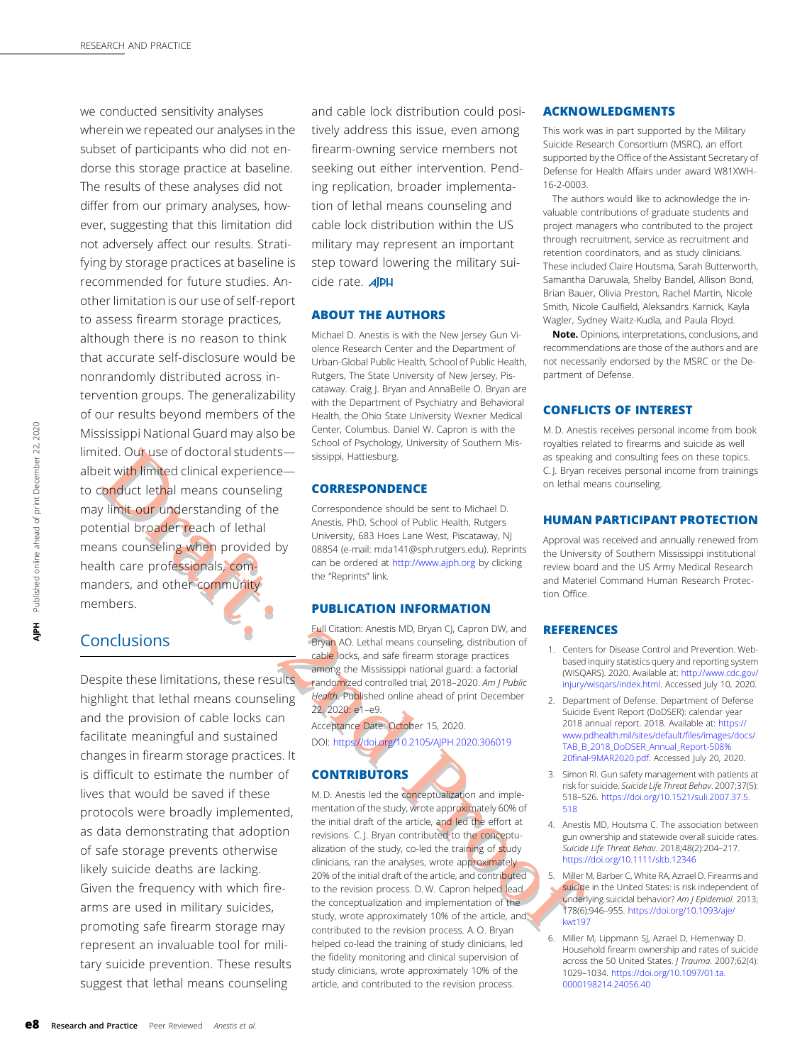we conducted sensitivity analyses wherein we repeated our analyses in the subset of participants who did not endorse this storage practice at baseline. The results of these analyses did not differ from our primary analyses, however, suggesting that this limitation did not adversely affect our results. Stratifying by storage practices at baseline is recommended for future studies. Another limitation is our use of self-report to assess firearm storage practices, although there is no reason to think that accurate self-disclosure would be nonrandomly distributed across intervention groups. The generalizability of our results beyond members of the Mississippi National Guard may also be limited. Our use of doctoral students—albeit with limited clinical experience—to conduct lethal means counseling may limit our understanding of the potential broader reach of lethal means counseling when provided by health care professionals, commanders, and other community members.

## Conclusions

Despite these limitations, these results highlight that lethal means counseling and the provision of cable locks can facilitate meaningful and sustained changes in firearm storage practices. It is difficult to estimate the number of lives that would be saved if these protocols were broadly implemented, as data demonstrating that adoption of safe storage prevents otherwise likely suicide deaths are lacking. Given the frequency with which firearms are used in military suicides, promoting safe firearm storage may represent an invaluable tool for military suicide prevention. These results suggest that lethal means counseling and cable lock distribution could positively address this issue, even among firearm-owning service members not seeking out either intervention. Pending replication, broader implementation of lethal means counseling and cable lock distribution within the US military may represent an important step toward lowering the military suicide rate.

### ABOUT THE AUTHORS

Michael D. Anestis is with the New Jersey Gun Violence Research Center and the Department of Urban-Global Public Health, School of Public Health, Rutgers, The State University of New Jersey, Piscataway. Craig J. Bryan and AnnaBelle O. Bryan are with the Department of Psychiatry and Behavioral Health, the Ohio State University Wexner Medical Center, Columbus. Daniel W. Capron is with the School of Psychology, University of Southern Mississippi, Hattiesburg.

### CORRESPONDENCE

Correspondence should be sent to Michael D. Anestis, PhD, School of Public Health, Rutgers University, 683 Hoes Lane West, Piscataway, NJ 08854 (e-mail: mda141@sph.rutgers.edu). Reprints can be ordered at http://www.ajph.org by clicking the "Reprints" link.

### PUBLICATION INFORMATION

Full Citation: Anestis MD, Bryan CJ, Capron DW, and Bryan AO. Lethal means counseling, distribution of cable locks, and safe firearm storage practices among the Mississippi national guard: a factorial randomized controlled trial, 2018–2020. *Am J Public Health*. Published online ahead of print December 22, 2020: e1–e9.

Acceptance Date: October 15, 2020.

DOI: https://doi.org/10.2105/AJPH.2020.306019

### CONTRIBUTORS

M. D. Anestis led the conceptualization and implementation of the study, wrote approximately 60% of the initial draft of the article, and led the effort at revisions. C. J. Bryan contributed to the conceptualization of the study, co-led the training of study clinicians, ran the analyses, wrote approximately 20% of the initial draft of the article, and contributed to the revision process. D. W. Capron helped lead the conceptualization and implementation of the study, wrote approximately 10% of the article, and contributed to the revision process. A. O. Bryan helped co-lead the training of study clinicians, led the fidelity monitoring and clinical supervision of study clinicians, wrote approximately 10% of the article, and contributed to the revision process.

### ACKNOWLEDGMENTS

This work was in part supported by the Military Suicide Research Consortium (MSRC), an effort supported by the Office of the Assistant Secretary of Defense for Health Affairs under award W81XWH-16-2-0003.

The authors would like to acknowledge the invaluable contributions of graduate students and project managers who contributed to the project through recruitment, service as recruitment and retention coordinators, and as study clinicians. These included Claire Houtsma, Sarah Butterworth, Samantha Daruwala, Shelby Bandel, Allison Bond, Brian Bauer, Olivia Preston, Rachel Martin, Nicole Smith, Nicole Caulfield, Aleksandrs Karnick, Kayla Wagler, Sydney Waitz-Kudla, and Paula Floyd.

**Note.** Opinions, interpretations, conclusions, and recommendations are those of the authors and are not necessarily endorsed by the MSRC or the Department of Defense.

### CONFLICTS OF INTEREST

M. D. Anestis receives personal income from book royalties related to firearms and suicide as well as speaking and consulting fees on these topics. C. J. Bryan receives personal income from trainings on lethal means counseling.

### HUMAN PARTICIPANT PROTECTION

Approval was received and annually renewed from the University of Southern Mississippi institutional review board and the US Army Medical Research and Materiel Command Human Research Protection Office.

### REFERENCES

1. Centers for Disease Control and Prevention. Web-based inquiry statistics query and reporting system (WISQARS). 2020. Available at: http://www.cdc.gov/injury/wisqars/index.html. Accessed July 10, 2020.
2. Department of Defense. Department of Defense Suicide Event Report (DoDSER): calendar year 2018 annual report. 2018. Available at: https://www.pdhealth.mil/sites/default/files/images/docs/TAB_B_2018_DoDSER_Annual_Report-508%20final-9MAR2020.pdf. Accessed July 20, 2020.
3. Simon RI. Gun safety management with patients at risk for suicide. *Suicide Life Threat Behav*. 2007;37(5):518–526. https://doi.org/10.1521/suli.2007.37.5.518
4. Anestis MD, Houtsma C. The association between gun ownership and statewide overall suicide rates. *Suicide Life Threat Behav*. 2018;48(2):204–217. https://doi.org/10.1111/sltb.12346
5. Miller M, Barber C, White RA, Azrael D. Firearms and suicide in the United States: is risk independent of underlying suicidal behavior? *Am J Epidemiol*. 2013;178(6):946–955. https://doi.org/10.1093/aje/kwt197
6. Miller M, Lippmann SJ, Azrael D, Hemenway D. Household firearm ownership and rates of suicide across the 50 United States. *J Trauma*. 2007;62(4):1029–1034. https://doi.org/10.1097/01.ta.0000198214.24056.40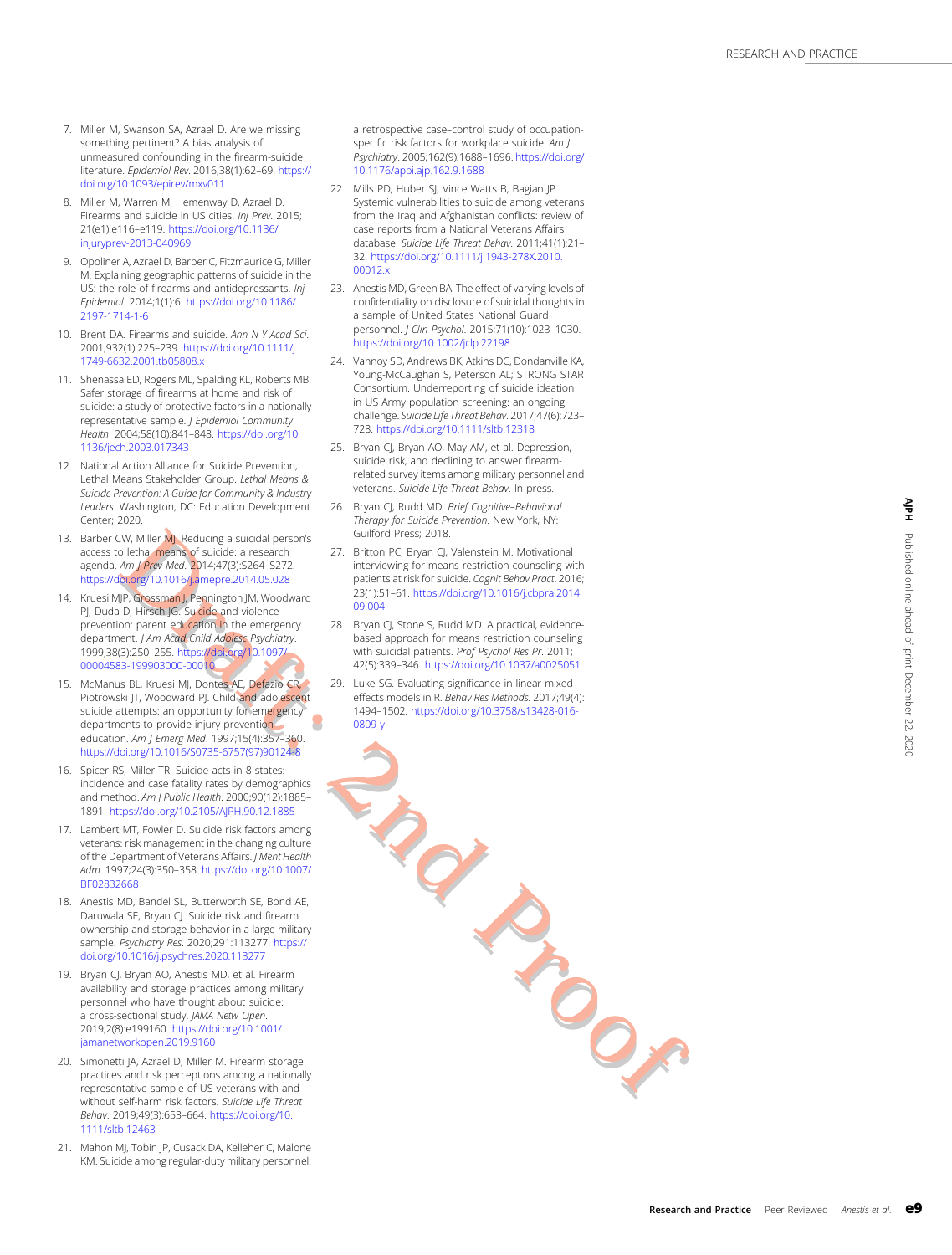7. Miller M, Swanson SA, Azrael D. Are we missing something pertinent? A bias analysis of unmeasured confounding in the firearm-suicide literature. *Epidemiol Rev*. 2016;38(1):62–69. https://doi.org/10.1093/epirev/mxv011

8. Miller M, Warren M, Hemenway D, Azrael D. Firearms and suicide in US cities. *Inj Prev*. 2015;21(e1):e116–e119. https://doi.org/10.1136/injuryprev-2013-040969

9. Opoliner A, Azrael D, Barber C, Fitzmaurice G, Miller M. Explaining geographic patterns of suicide in the US: the role of firearms and antidepressants. *Inj Epidemiol*. 2014;1(1):6. https://doi.org/10.1186/2197-1714-1-6

10. Brent DA. Firearms and suicide. *Ann N Y Acad Sci*. 2001;932(1):225–239. https://doi.org/10.1111/j.1749-6632.2001.tb05808.x

11. Shenassa ED, Rogers ML, Spalding KL, Roberts MB. Safer storage of firearms at home and risk of suicide: a study of protective factors in a nationally representative sample. *J Epidemiol Community Health*. 2004;58(10):841–848. https://doi.org/10.1136/jech.2003.017343

12. National Action Alliance for Suicide Prevention, Lethal Means Stakeholder Group. *Lethal Means & Suicide Prevention: A Guide for Community & Industry Leaders*. Washington, DC: Education Development Center; 2020.

13. Barber CW, Miller MJ. Reducing a suicidal person's access to lethal means of suicide: a research agenda. *Am J Prev Med*. 2014;47(3):S264–S272. https://doi.org/10.1016/j.amepre.2014.05.028

14. Kruesi MJP, Grossman J, Pennington JM, Woodward PJ, Duda D, Hirsch JG. Suicide and violence prevention: parent education in the emergency department. *J Am Acad Child Adolesc Psychiatry*. 1999;38(3):250–255. https://doi.org/10.1097/00004583-199903000-00010

15. McManus BL, Kruesi MJ, Dontes AE, Defazio CR, Piotrowski JT, Woodward PJ. Child and adolescent suicide attempts: an opportunity for emergency departments to provide injury prevention education. *Am J Emerg Med*. 1997;15(4):357–360. https://doi.org/10.1016/S0735-6757(97)90124-8

16. Spicer RS, Miller TR. Suicide acts in 8 states: incidence and case fatality rates by demographics and method. *Am J Public Health*. 2000;90(12):1885–1891. https://doi.org/10.2105/AJPH.90.12.1885

17. Lambert MT, Fowler D. Suicide risk factors among veterans: risk management in the changing culture of the Department of Veterans Affairs. *J Ment Health Adm*. 1997;24(3):350–358. https://doi.org/10.1007/BF02832668

18. Anestis MD, Bandel SL, Butterworth SE, Bond AE, Daruwala SE, Bryan CJ. Suicide risk and firearm ownership and storage behavior in a large military sample. *Psychiatry Res*. 2020;291:113277. https://doi.org/10.1016/j.psychres.2020.113277

19. Bryan CJ, Bryan AO, Anestis MD, et al. Firearm availability and storage practices among military personnel who have thought about suicide: a cross-sectional study. *JAMA Netw Open*. 2019;2(8):e199160. https://doi.org/10.1001/jamanetworkopen.2019.9160

20. Simonetti JA, Azrael D, Miller M. Firearm storage practices and risk perceptions among a nationally representative sample of US veterans with and without self-harm risk factors. *Suicide Life Threat Behav*. 2019;49(3):653–664. https://doi.org/10.1111/sltb.12463

21. Mahon MJ, Tobin JP, Cusack DA, Kelleher C, Malone KM. Suicide among regular-duty military personnel: a retrospective case–control study of occupation-specific risk factors for workplace suicide. *Am J Psychiatry*. 2005;162(9):1688–1696. https://doi.org/10.1176/appi.ajp.162.9.1688

22. Mills PD, Huber SJ, Vince Watts B, Bagian JP. Systemic vulnerabilities to suicide among veterans from the Iraq and Afghanistan conflicts: review of case reports from a National Veterans Affairs database. *Suicide Life Threat Behav*. 2011;41(1):21–32. https://doi.org/10.1111/j.1943-278X.2010.00012.x

23. Anestis MD, Green BA. The effect of varying levels of confidentiality on disclosure of suicidal thoughts in a sample of United States National Guard personnel. *J Clin Psychol*. 2015;71(10):1023–1030. https://doi.org/10.1002/jclp.22198

24. Vannoy SD, Andrews BK, Atkins DC, Dondanville KA, Young-McCaughan S, Peterson AL; STRONG STAR Consortium. Underreporting of suicide ideation in US Army population screening: an ongoing challenge. *Suicide Life Threat Behav*. 2017;47(6):723–728. https://doi.org/10.1111/sltb.12318

25. Bryan CJ, Bryan AO, May AM, et al. Depression, suicide risk, and declining to answer firearm-related survey items among military personnel and veterans. *Suicide Life Threat Behav*. In press.

26. Bryan CJ, Rudd MD. *Brief Cognitive–Behavioral Therapy for Suicide Prevention*. New York, NY: Guilford Press; 2018.

27. Britton PC, Bryan CJ, Valenstein M. Motivational interviewing for means restriction counseling with patients at risk for suicide. *Cognit Behav Pract*. 2016;23(1):51–61. https://doi.org/10.1016/j.cbpra.2014.09.004

28. Bryan CJ, Stone S, Rudd MD. A practical, evidence-based approach for means restriction counseling with suicidal patients. *Prof Psychol Res Pr*. 2011;42(5):339–346. https://doi.org/10.1037/a0025051

29. Luke SG. Evaluating significance in linear mixed-effects models in R. *Behav Res Methods*. 2017;49(4):1494–1502. https://doi.org/10.3758/s13428-016-0809-y